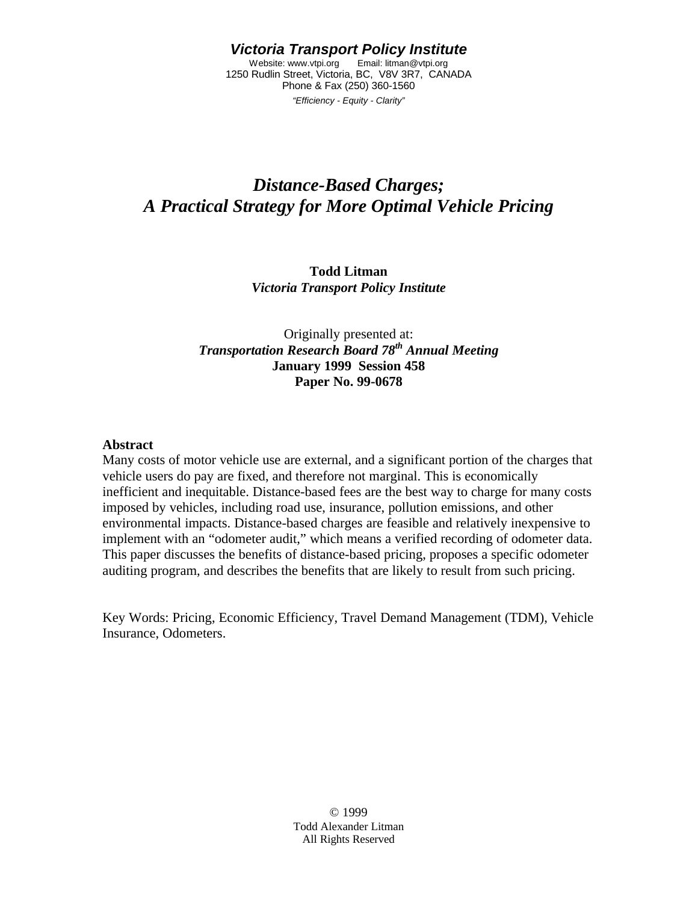***Victoria Transport Policy Institute***

Website: www.vtpi.org Email: litman@vtpi.org
1250 Rudlin Street, Victoria, BC, V8V 3R7, CANADA
Phone & Fax (250) 360-1560

*"Efficiency - Equity - Clarity"*

# *Distance-Based Charges;*
# *A Practical Strategy for More Optimal Vehicle Pricing*

**Todd Litman**
***Victoria Transport Policy Institute***

Originally presented at:
***Transportation Research Board 78th Annual Meeting***
**January 1999 Session 458**
**Paper No. 99-0678**

**Abstract**

Many costs of motor vehicle use are external, and a significant portion of the charges that vehicle users do pay are fixed, and therefore not marginal. This is economically inefficient and inequitable. Distance-based fees are the best way to charge for many costs imposed by vehicles, including road use, insurance, pollution emissions, and other environmental impacts. Distance-based charges are feasible and relatively inexpensive to implement with an "odometer audit," which means a verified recording of odometer data. This paper discusses the benefits of distance-based pricing, proposes a specific odometer auditing program, and describes the benefits that are likely to result from such pricing.

Key Words: Pricing, Economic Efficiency, Travel Demand Management (TDM), Vehicle Insurance, Odometers.

© 1999
Todd Alexander Litman
All Rights Reserved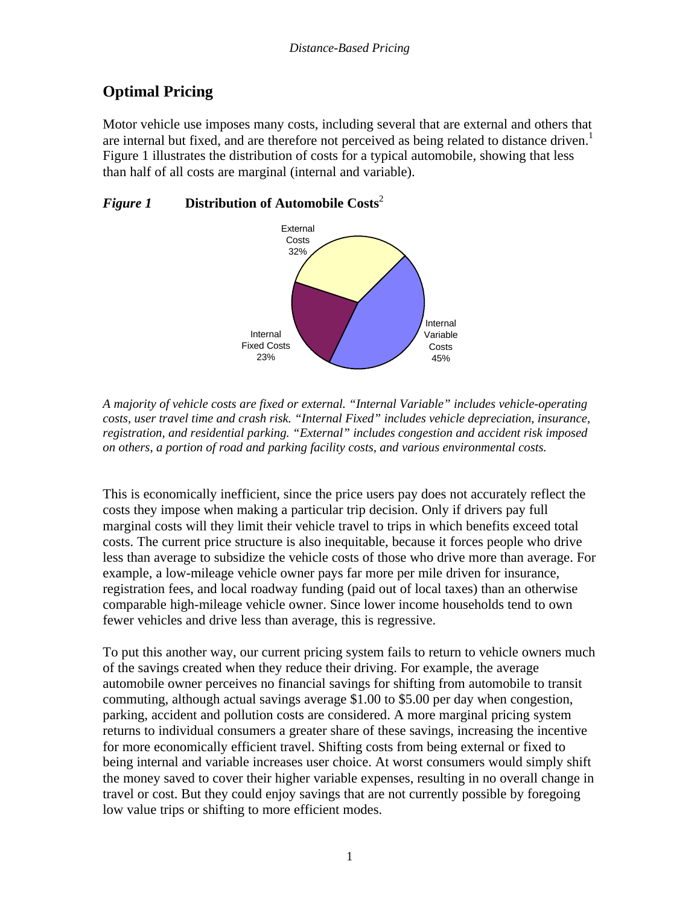## Optimal Pricing

Motor vehicle use imposes many costs, including several that are external and others that are internal but fixed, and are therefore not perceived as being related to distance driven.[1] Figure 1 illustrates the distribution of costs for a typical automobile, showing that less than half of all costs are marginal (internal and variable).

***Figure 1*** **Distribution of Automobile Costs**[2]

External Costs 32%

Internal Fixed Costs 23%

Internal Variable Costs 45%

*A majority of vehicle costs are fixed or external. "Internal Variable" includes vehicle-operating costs, user travel time and crash risk. "Internal Fixed" includes vehicle depreciation, insurance, registration, and residential parking. "External" includes congestion and accident risk imposed on others, a portion of road and parking facility costs, and various environmental costs.*

This is economically inefficient, since the price users pay does not accurately reflect the costs they impose when making a particular trip decision. Only if drivers pay full marginal costs will they limit their vehicle travel to trips in which benefits exceed total costs. The current price structure is also inequitable, because it forces people who drive less than average to subsidize the vehicle costs of those who drive more than average. For example, a low-mileage vehicle owner pays far more per mile driven for insurance, registration fees, and local roadway funding (paid out of local taxes) than an otherwise comparable high-mileage vehicle owner. Since lower income households tend to own fewer vehicles and drive less than average, this is regressive.

To put this another way, our current pricing system fails to return to vehicle owners much of the savings created when they reduce their driving. For example, the average automobile owner perceives no financial savings for shifting from automobile to transit commuting, although actual savings average $1.00 to $5.00 per day when congestion, parking, accident and pollution costs are considered. A more marginal pricing system returns to individual consumers a greater share of these savings, increasing the incentive for more economically efficient travel. Shifting costs from being external or fixed to being internal and variable increases user choice. At worst consumers would simply shift the money saved to cover their higher variable expenses, resulting in no overall change in travel or cost. But they could enjoy savings that are not currently possible by foregoing low value trips or shifting to more efficient modes.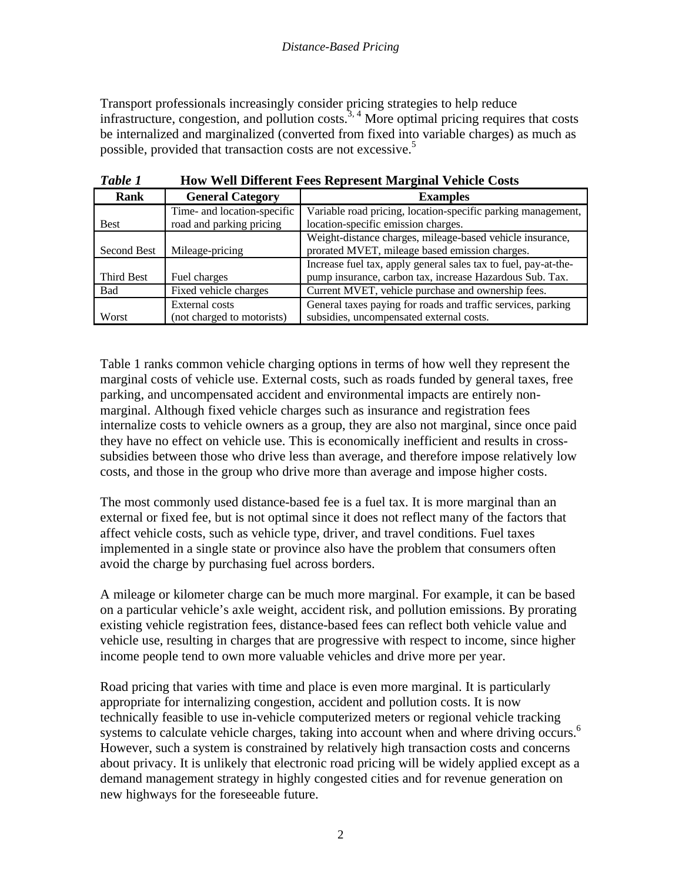Transport professionals increasingly consider pricing strategies to help reduce infrastructure, congestion, and pollution costs.[3, 4] More optimal pricing requires that costs be internalized and marginalized (converted from fixed into variable charges) as much as possible, provided that transaction costs are not excessive.[5]

***Table 1*** **How Well Different Fees Represent Marginal Vehicle Costs**

| Rank | General Category | Examples |
|---|---|---|
| Best | Time- and location-specific road and parking pricing | Variable road pricing, location-specific parking management, location-specific emission charges. |
| Second Best | Mileage-pricing | Weight-distance charges, mileage-based vehicle insurance, prorated MVET, mileage based emission charges. |
| Third Best | Fuel charges | Increase fuel tax, apply general sales tax to fuel, pay-at-the-pump insurance, carbon tax, increase Hazardous Sub. Tax. |
| Bad | Fixed vehicle charges | Current MVET, vehicle purchase and ownership fees. |
| Worst | External costs (not charged to motorists) | General taxes paying for roads and traffic services, parking subsidies, uncompensated external costs. |

Table 1 ranks common vehicle charging options in terms of how well they represent the marginal costs of vehicle use. External costs, such as roads funded by general taxes, free parking, and uncompensated accident and environmental impacts are entirely non-marginal. Although fixed vehicle charges such as insurance and registration fees internalize costs to vehicle owners as a group, they are also not marginal, since once paid they have no effect on vehicle use. This is economically inefficient and results in cross-subsidies between those who drive less than average, and therefore impose relatively low costs, and those in the group who drive more than average and impose higher costs.

The most commonly used distance-based fee is a fuel tax. It is more marginal than an external or fixed fee, but is not optimal since it does not reflect many of the factors that affect vehicle costs, such as vehicle type, driver, and travel conditions. Fuel taxes implemented in a single state or province also have the problem that consumers often avoid the charge by purchasing fuel across borders.

A mileage or kilometer charge can be much more marginal. For example, it can be based on a particular vehicle's axle weight, accident risk, and pollution emissions. By prorating existing vehicle registration fees, distance-based fees can reflect both vehicle value and vehicle use, resulting in charges that are progressive with respect to income, since higher income people tend to own more valuable vehicles and drive more per year.

Road pricing that varies with time and place is even more marginal. It is particularly appropriate for internalizing congestion, accident and pollution costs. It is now technically feasible to use in-vehicle computerized meters or regional vehicle tracking systems to calculate vehicle charges, taking into account when and where driving occurs.[6] However, such a system is constrained by relatively high transaction costs and concerns about privacy. It is unlikely that electronic road pricing will be widely applied except as a demand management strategy in highly congested cities and for revenue generation on new highways for the foreseeable future.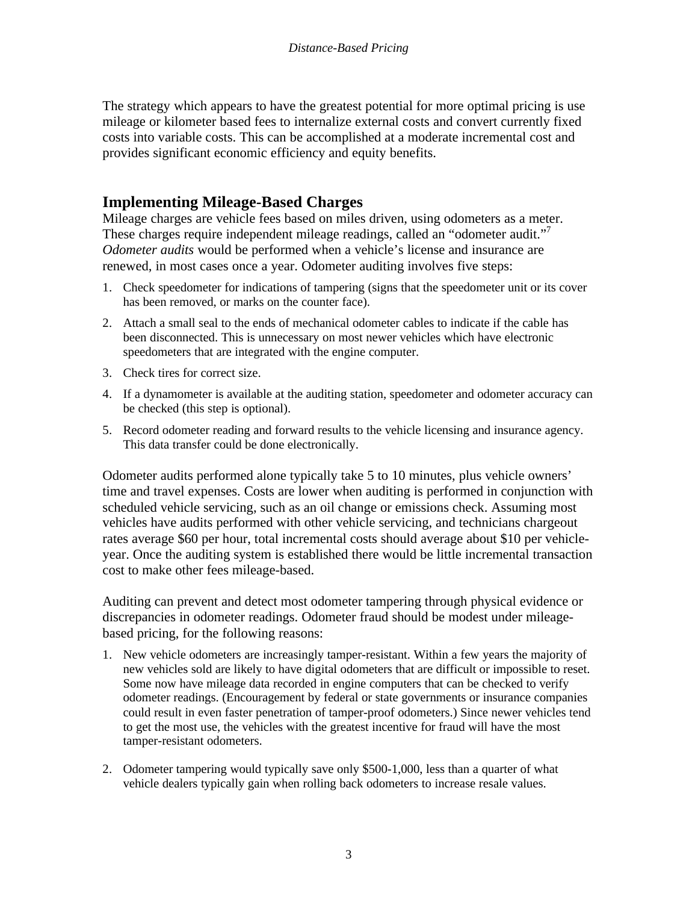The strategy which appears to have the greatest potential for more optimal pricing is use mileage or kilometer based fees to internalize external costs and convert currently fixed costs into variable costs. This can be accomplished at a moderate incremental cost and provides significant economic efficiency and equity benefits.

## Implementing Mileage-Based Charges

Mileage charges are vehicle fees based on miles driven, using odometers as a meter. These charges require independent mileage readings, called an "odometer audit."[7] *Odometer audits* would be performed when a vehicle's license and insurance are renewed, in most cases once a year. Odometer auditing involves five steps:

1. Check speedometer for indications of tampering (signs that the speedometer unit or its cover has been removed, or marks on the counter face).
2. Attach a small seal to the ends of mechanical odometer cables to indicate if the cable has been disconnected. This is unnecessary on most newer vehicles which have electronic speedometers that are integrated with the engine computer.
3. Check tires for correct size.
4. If a dynamometer is available at the auditing station, speedometer and odometer accuracy can be checked (this step is optional).
5. Record odometer reading and forward results to the vehicle licensing and insurance agency. This data transfer could be done electronically.

Odometer audits performed alone typically take 5 to 10 minutes, plus vehicle owners' time and travel expenses. Costs are lower when auditing is performed in conjunction with scheduled vehicle servicing, such as an oil change or emissions check. Assuming most vehicles have audits performed with other vehicle servicing, and technicians chargeout rates average $60 per hour, total incremental costs should average about $10 per vehicle-year. Once the auditing system is established there would be little incremental transaction cost to make other fees mileage-based.

Auditing can prevent and detect most odometer tampering through physical evidence or discrepancies in odometer readings. Odometer fraud should be modest under mileage-based pricing, for the following reasons:

1. New vehicle odometers are increasingly tamper-resistant. Within a few years the majority of new vehicles sold are likely to have digital odometers that are difficult or impossible to reset. Some now have mileage data recorded in engine computers that can be checked to verify odometer readings. (Encouragement by federal or state governments or insurance companies could result in even faster penetration of tamper-proof odometers.) Since newer vehicles tend to get the most use, the vehicles with the greatest incentive for fraud will have the most tamper-resistant odometers.

2. Odometer tampering would typically save only $500-1,000, less than a quarter of what vehicle dealers typically gain when rolling back odometers to increase resale values.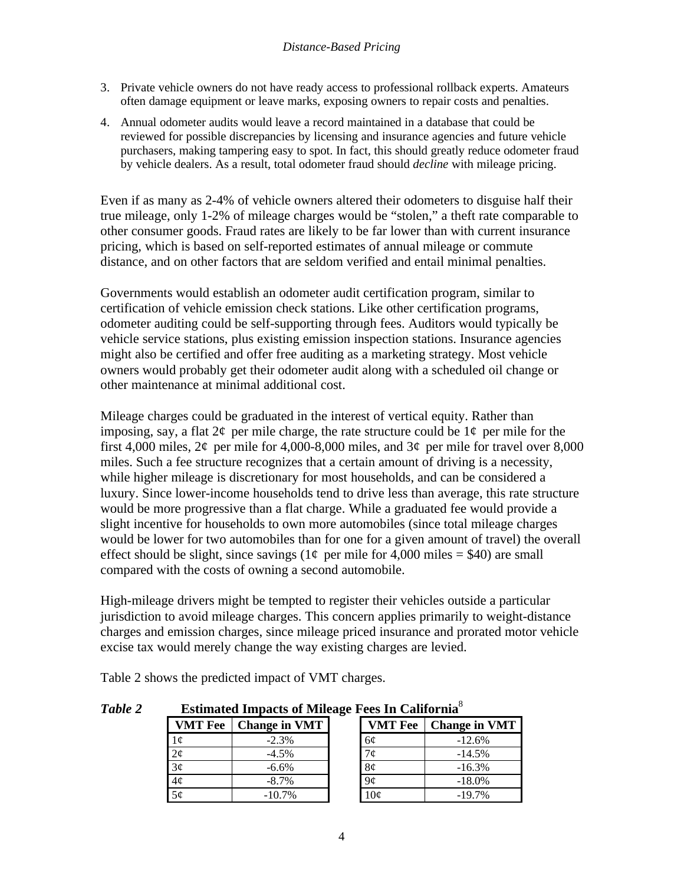3. Private vehicle owners do not have ready access to professional rollback experts. Amateurs often damage equipment or leave marks, exposing owners to repair costs and penalties.
4. Annual odometer audits would leave a record maintained in a database that could be reviewed for possible discrepancies by licensing and insurance agencies and future vehicle purchasers, making tampering easy to spot. In fact, this should greatly reduce odometer fraud by vehicle dealers. As a result, total odometer fraud should *decline* with mileage pricing.

Even if as many as 2-4% of vehicle owners altered their odometers to disguise half their true mileage, only 1-2% of mileage charges would be "stolen," a theft rate comparable to other consumer goods. Fraud rates are likely to be far lower than with current insurance pricing, which is based on self-reported estimates of annual mileage or commute distance, and on other factors that are seldom verified and entail minimal penalties.

Governments would establish an odometer audit certification program, similar to certification of vehicle emission check stations. Like other certification programs, odometer auditing could be self-supporting through fees. Auditors would typically be vehicle service stations, plus existing emission inspection stations. Insurance agencies might also be certified and offer free auditing as a marketing strategy. Most vehicle owners would probably get their odometer audit along with a scheduled oil change or other maintenance at minimal additional cost.

Mileage charges could be graduated in the interest of vertical equity. Rather than imposing, say, a flat 2¢ per mile charge, the rate structure could be 1¢ per mile for the first 4,000 miles, 2¢ per mile for 4,000-8,000 miles, and 3¢ per mile for travel over 8,000 miles. Such a fee structure recognizes that a certain amount of driving is a necessity, while higher mileage is discretionary for most households, and can be considered a luxury. Since lower-income households tend to drive less than average, this rate structure would be more progressive than a flat charge. While a graduated fee would provide a slight incentive for households to own more automobiles (since total mileage charges would be lower for two automobiles than for one for a given amount of travel) the overall effect should be slight, since savings (1¢ per mile for 4,000 miles = $40) are small compared with the costs of owning a second automobile.

High-mileage drivers might be tempted to register their vehicles outside a particular jurisdiction to avoid mileage charges. This concern applies primarily to weight-distance charges and emission charges, since mileage priced insurance and prorated motor vehicle excise tax would merely change the way existing charges are levied.

Table 2 shows the predicted impact of VMT charges.

***Table 2*** **Estimated Impacts of Mileage Fees In California**[8]

| VMT Fee | Change in VMT | VMT Fee | Change in VMT |
|---|---|---|---|
| 1¢ | -2.3% | 6¢ | -12.6% |
| 2¢ | -4.5% | 7¢ | -14.5% |
| 3¢ | -6.6% | 8¢ | -16.3% |
| 4¢ | -8.7% | 9¢ | -18.0% |
| 5¢ | -10.7% | 10¢ | -19.7% |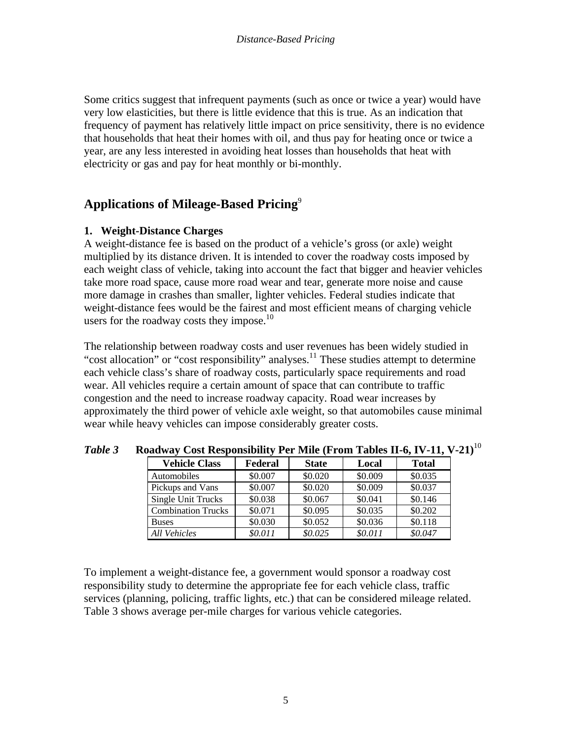Some critics suggest that infrequent payments (such as once or twice a year) would have very low elasticities, but there is little evidence that this is true. As an indication that frequency of payment has relatively little impact on price sensitivity, there is no evidence that households that heat their homes with oil, and thus pay for heating once or twice a year, are any less interested in avoiding heat losses than households that heat with electricity or gas and pay for heat monthly or bi-monthly.

## Applications of Mileage-Based Pricing[9]

### 1. Weight-Distance Charges

A weight-distance fee is based on the product of a vehicle's gross (or axle) weight multiplied by its distance driven. It is intended to cover the roadway costs imposed by each weight class of vehicle, taking into account the fact that bigger and heavier vehicles take more road space, cause more road wear and tear, generate more noise and cause more damage in crashes than smaller, lighter vehicles. Federal studies indicate that weight-distance fees would be the fairest and most efficient means of charging vehicle users for the roadway costs they impose.[10]

The relationship between roadway costs and user revenues has been widely studied in "cost allocation" or "cost responsibility" analyses.[11] These studies attempt to determine each vehicle class's share of roadway costs, particularly space requirements and road wear. All vehicles require a certain amount of space that can contribute to traffic congestion and the need to increase roadway capacity. Road wear increases by approximately the third power of vehicle axle weight, so that automobiles cause minimal wear while heavy vehicles can impose considerably greater costs.

***Table 3*** **Roadway Cost Responsibility Per Mile (From Tables II-6, IV-11, V-21)**[10]

| Vehicle Class | Federal | State | Local | Total |
|---|---|---|---|---|
| Automobiles | \$0.007 | \$0.020 | \$0.009 | \$0.035 |
| Pickups and Vans | \$0.007 | \$0.020 | \$0.009 | \$0.037 |
| Single Unit Trucks | \$0.038 | \$0.067 | \$0.041 | \$0.146 |
| Combination Trucks | \$0.071 | \$0.095 | \$0.035 | \$0.202 |
| Buses | \$0.030 | \$0.052 | \$0.036 | \$0.118 |
| *All Vehicles* | *\$0.011* | *\$0.025* | *\$0.011* | *\$0.047* |

To implement a weight-distance fee, a government would sponsor a roadway cost responsibility study to determine the appropriate fee for each vehicle class, traffic services (planning, policing, traffic lights, etc.) that can be considered mileage related. Table 3 shows average per-mile charges for various vehicle categories.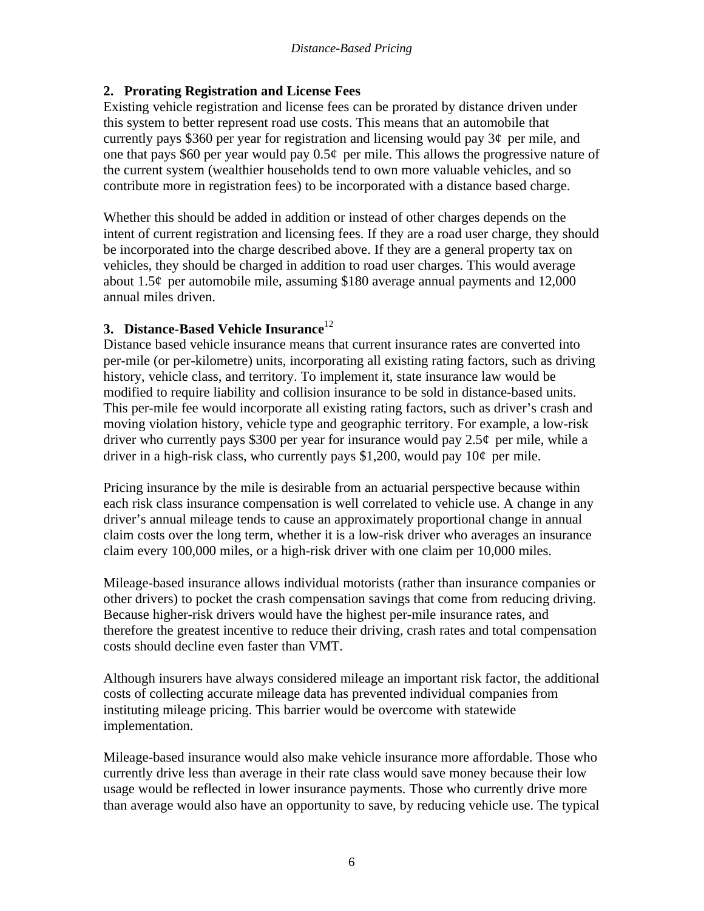## 2. Prorating Registration and License Fees

Existing vehicle registration and license fees can be prorated by distance driven under this system to better represent road use costs. This means that an automobile that currently pays $360 per year for registration and licensing would pay 3¢ per mile, and one that pays $60 per year would pay 0.5¢ per mile. This allows the progressive nature of the current system (wealthier households tend to own more valuable vehicles, and so contribute more in registration fees) to be incorporated with a distance based charge.

Whether this should be added in addition or instead of other charges depends on the intent of current registration and licensing fees. If they are a road user charge, they should be incorporated into the charge described above. If they are a general property tax on vehicles, they should be charged in addition to road user charges. This would average about 1.5¢ per automobile mile, assuming $180 average annual payments and 12,000 annual miles driven.

## 3. Distance-Based Vehicle Insurance[12]

Distance based vehicle insurance means that current insurance rates are converted into per-mile (or per-kilometre) units, incorporating all existing rating factors, such as driving history, vehicle class, and territory. To implement it, state insurance law would be modified to require liability and collision insurance to be sold in distance-based units. This per-mile fee would incorporate all existing rating factors, such as driver's crash and moving violation history, vehicle type and geographic territory. For example, a low-risk driver who currently pays $300 per year for insurance would pay 2.5¢ per mile, while a driver in a high-risk class, who currently pays $1,200, would pay 10¢ per mile.

Pricing insurance by the mile is desirable from an actuarial perspective because within each risk class insurance compensation is well correlated to vehicle use. A change in any driver's annual mileage tends to cause an approximately proportional change in annual claim costs over the long term, whether it is a low-risk driver who averages an insurance claim every 100,000 miles, or a high-risk driver with one claim per 10,000 miles.

Mileage-based insurance allows individual motorists (rather than insurance companies or other drivers) to pocket the crash compensation savings that come from reducing driving. Because higher-risk drivers would have the highest per-mile insurance rates, and therefore the greatest incentive to reduce their driving, crash rates and total compensation costs should decline even faster than VMT.

Although insurers have always considered mileage an important risk factor, the additional costs of collecting accurate mileage data has prevented individual companies from instituting mileage pricing. This barrier would be overcome with statewide implementation.

Mileage-based insurance would also make vehicle insurance more affordable. Those who currently drive less than average in their rate class would save money because their low usage would be reflected in lower insurance payments. Those who currently drive more than average would also have an opportunity to save, by reducing vehicle use. The typical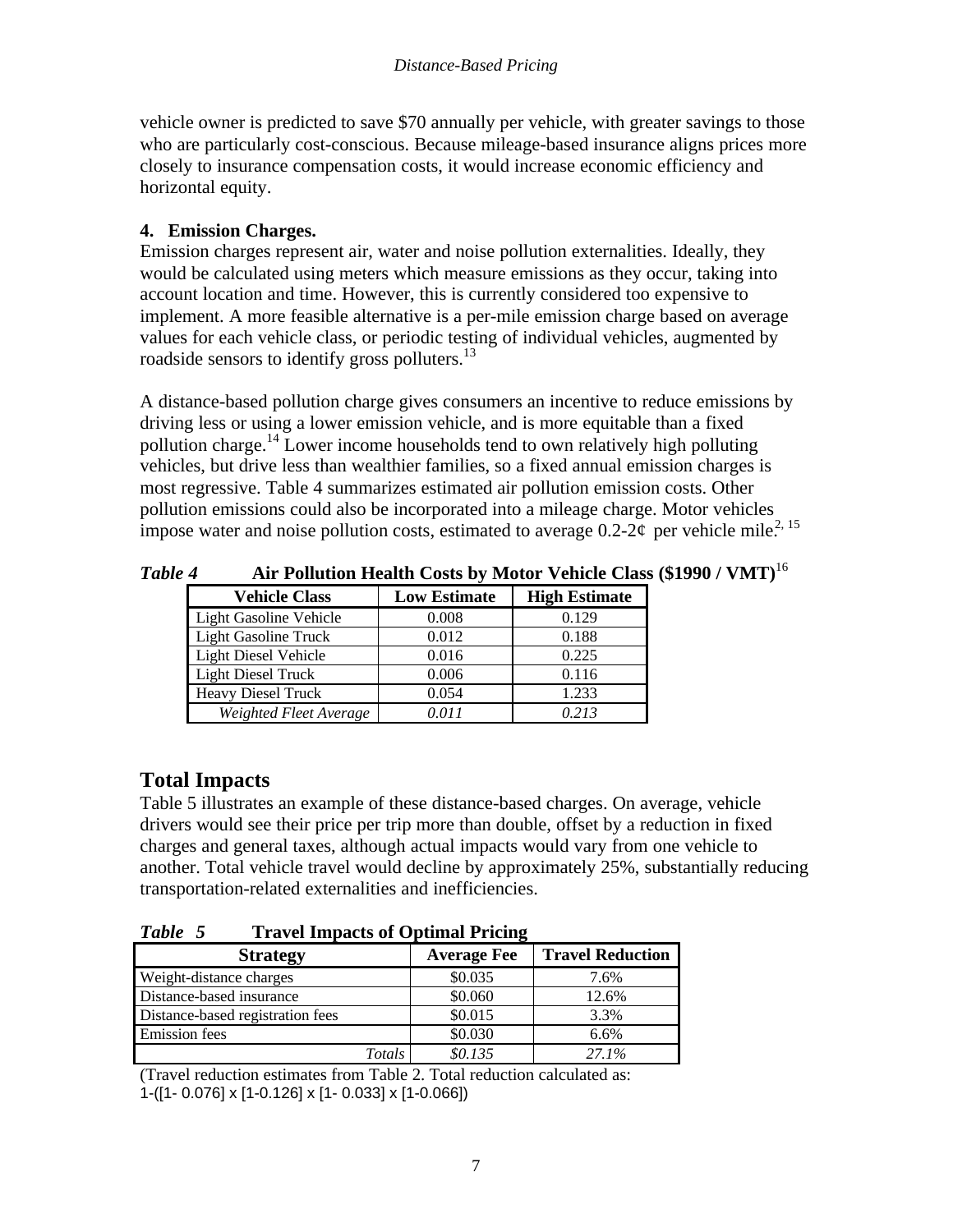vehicle owner is predicted to save $70 annually per vehicle, with greater savings to those who are particularly cost-conscious. Because mileage-based insurance aligns prices more closely to insurance compensation costs, it would increase economic efficiency and horizontal equity.

**4. Emission Charges.**
Emission charges represent air, water and noise pollution externalities. Ideally, they would be calculated using meters which measure emissions as they occur, taking into account location and time. However, this is currently considered too expensive to implement. A more feasible alternative is a per-mile emission charge based on average values for each vehicle class, or periodic testing of individual vehicles, augmented by roadside sensors to identify gross polluters.[13]

A distance-based pollution charge gives consumers an incentive to reduce emissions by driving less or using a lower emission vehicle, and is more equitable than a fixed pollution charge.[14] Lower income households tend to own relatively high polluting vehicles, but drive less than wealthier families, so a fixed annual emission charges is most regressive. Table 4 summarizes estimated air pollution emission costs. Other pollution emissions could also be incorporated into a mileage charge. Motor vehicles impose water and noise pollution costs, estimated to average 0.2-2¢ per vehicle mile.[2, 15]

***Table 4*** **Air Pollution Health Costs by Motor Vehicle Class ($1990 / VMT)**[16]

| Vehicle Class | Low Estimate | High Estimate |
|---|---|---|
| Light Gasoline Vehicle | 0.008 | 0.129 |
| Light Gasoline Truck | 0.012 | 0.188 |
| Light Diesel Vehicle | 0.016 | 0.225 |
| Light Diesel Truck | 0.006 | 0.116 |
| Heavy Diesel Truck | 0.054 | 1.233 |
| *Weighted Fleet Average* | *0.011* | *0.213* |

## Total Impacts

Table 5 illustrates an example of these distance-based charges. On average, vehicle drivers would see their price per trip more than double, offset by a reduction in fixed charges and general taxes, although actual impacts would vary from one vehicle to another. Total vehicle travel would decline by approximately 25%, substantially reducing transportation-related externalities and inefficiencies.

***Table 5*** **Travel Impacts of Optimal Pricing**

| Strategy | Average Fee | Travel Reduction |
|---|---|---|
| Weight-distance charges | $0.035 | 7.6% |
| Distance-based insurance | $0.060 | 12.6% |
| Distance-based registration fees | $0.015 | 3.3% |
| Emission fees | $0.030 | 6.6% |
| *Totals* | *$0.135* | *27.1%* |

(Travel reduction estimates from Table 2. Total reduction calculated as:
1-([1- 0.076] x [1-0.126] x [1- 0.033] x [1-0.066])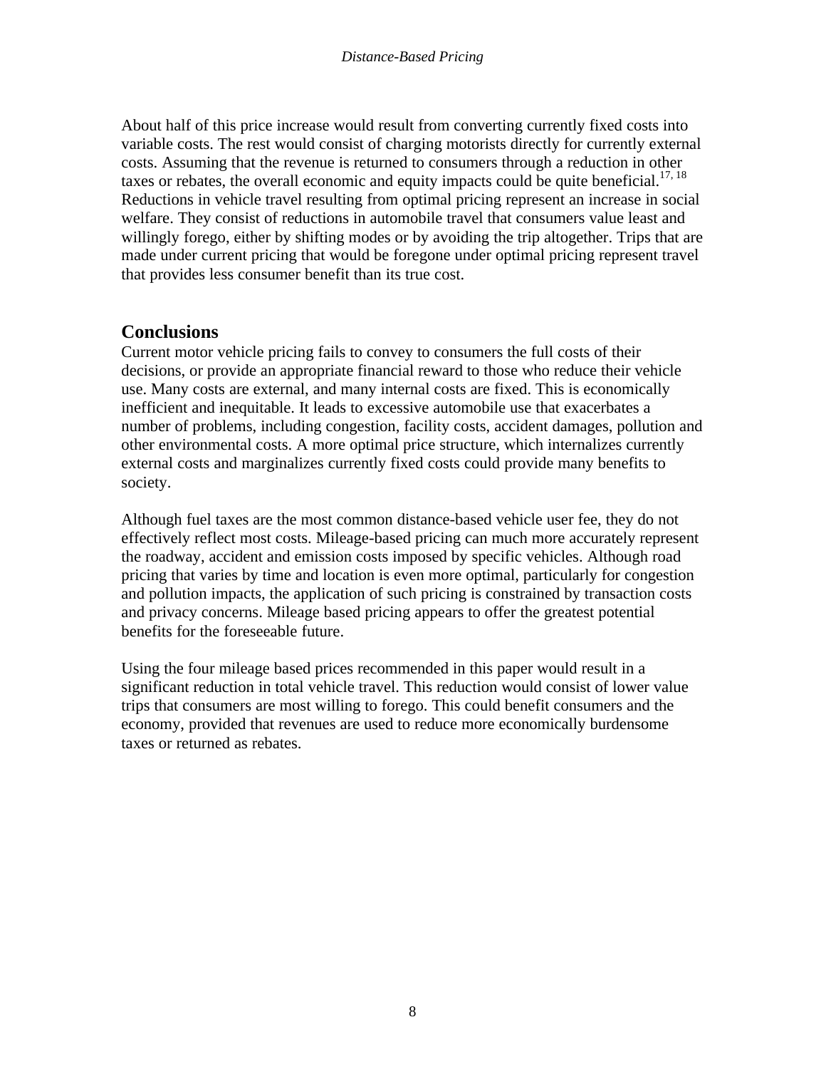About half of this price increase would result from converting currently fixed costs into variable costs. The rest would consist of charging motorists directly for currently external costs. Assuming that the revenue is returned to consumers through a reduction in other taxes or rebates, the overall economic and equity impacts could be quite beneficial.[17, 18] Reductions in vehicle travel resulting from optimal pricing represent an increase in social welfare. They consist of reductions in automobile travel that consumers value least and willingly forego, either by shifting modes or by avoiding the trip altogether. Trips that are made under current pricing that would be foregone under optimal pricing represent travel that provides less consumer benefit than its true cost.

## Conclusions

Current motor vehicle pricing fails to convey to consumers the full costs of their decisions, or provide an appropriate financial reward to those who reduce their vehicle use. Many costs are external, and many internal costs are fixed. This is economically inefficient and inequitable. It leads to excessive automobile use that exacerbates a number of problems, including congestion, facility costs, accident damages, pollution and other environmental costs. A more optimal price structure, which internalizes currently external costs and marginalizes currently fixed costs could provide many benefits to society.

Although fuel taxes are the most common distance-based vehicle user fee, they do not effectively reflect most costs. Mileage-based pricing can much more accurately represent the roadway, accident and emission costs imposed by specific vehicles. Although road pricing that varies by time and location is even more optimal, particularly for congestion and pollution impacts, the application of such pricing is constrained by transaction costs and privacy concerns. Mileage based pricing appears to offer the greatest potential benefits for the foreseeable future.

Using the four mileage based prices recommended in this paper would result in a significant reduction in total vehicle travel. This reduction would consist of lower value trips that consumers are most willing to forego. This could benefit consumers and the economy, provided that revenues are used to reduce more economically burdensome taxes or returned as rebates.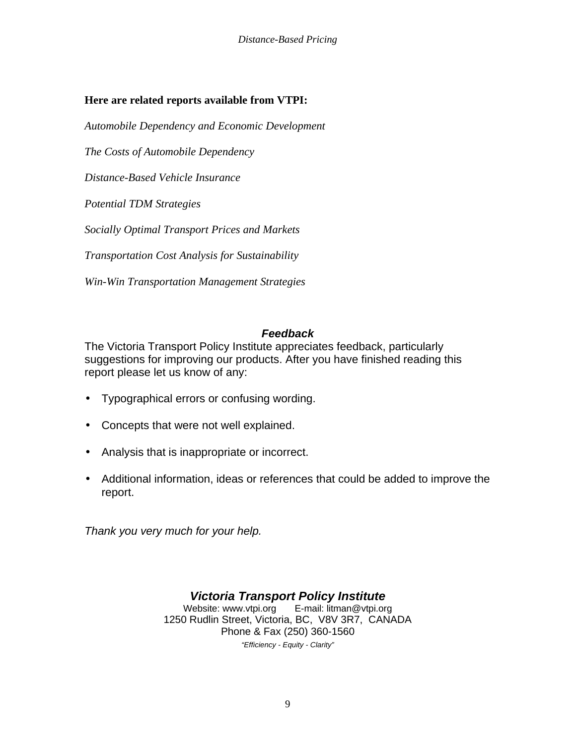**Here are related reports available from VTPI:**

*Automobile Dependency and Economic Development*

*The Costs of Automobile Dependency*

*Distance-Based Vehicle Insurance*

*Potential TDM Strategies*

*Socially Optimal Transport Prices and Markets*

*Transportation Cost Analysis for Sustainability*

*Win-Win Transportation Management Strategies*

### ***Feedback***

The Victoria Transport Policy Institute appreciates feedback, particularly suggestions for improving our products. After you have finished reading this report please let us know of any:

- Typographical errors or confusing wording.
- Concepts that were not well explained.
- Analysis that is inappropriate or incorrect.
- Additional information, ideas or references that could be added to improve the report.

*Thank you very much for your help.*

***Victoria Transport Policy Institute***

Website: www.vtpi.org    E-mail: litman@vtpi.org

1250 Rudlin Street, Victoria, BC, V8V 3R7, CANADA

Phone & Fax (250) 360-1560

*"Efficiency - Equity - Clarity"*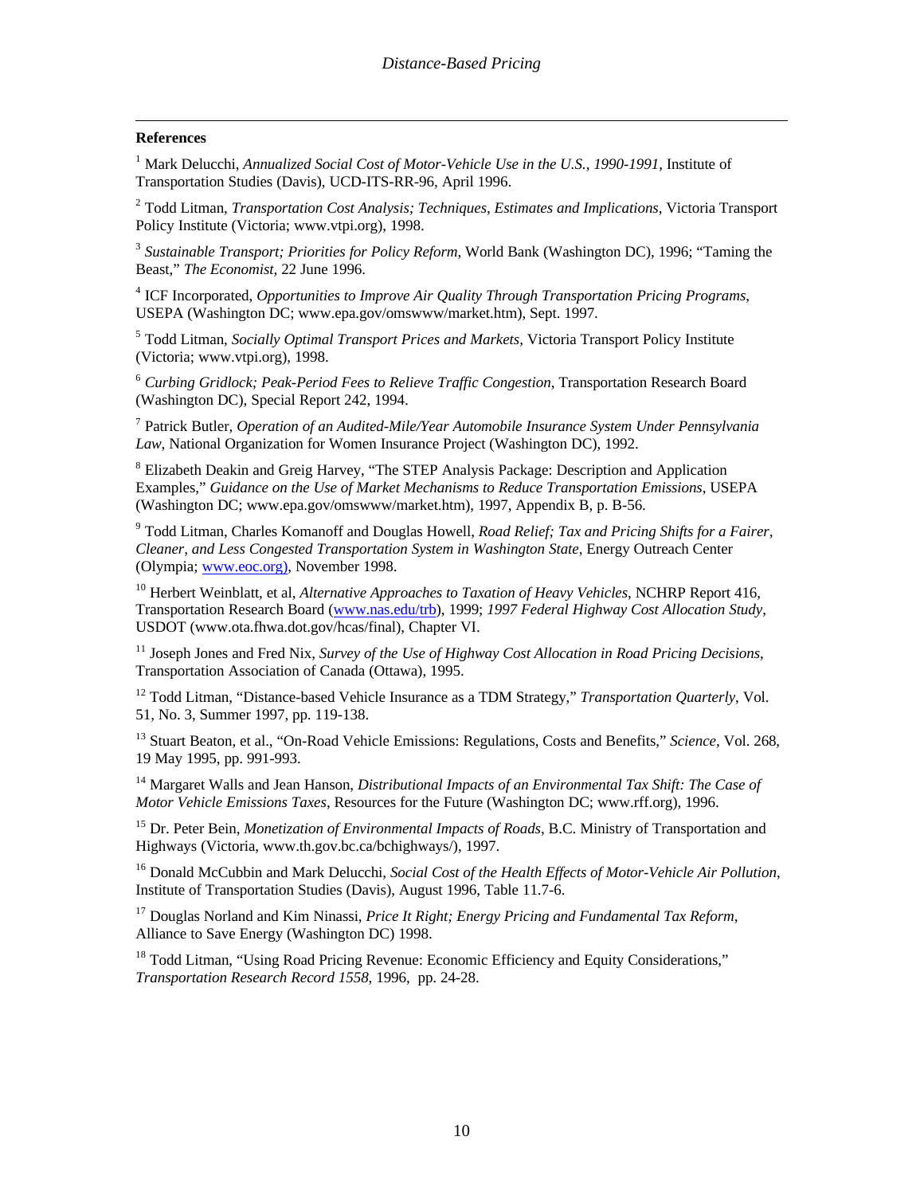**References**

[1] Mark Delucchi, *Annualized Social Cost of Motor-Vehicle Use in the U.S., 1990-1991*, Institute of Transportation Studies (Davis), UCD-ITS-RR-96, April 1996.

[2] Todd Litman, *Transportation Cost Analysis; Techniques, Estimates and Implications*, Victoria Transport Policy Institute (Victoria; www.vtpi.org), 1998.

[3] *Sustainable Transport; Priorities for Policy Reform*, World Bank (Washington DC), 1996; "Taming the Beast," *The Economist*, 22 June 1996.

[4] ICF Incorporated, *Opportunities to Improve Air Quality Through Transportation Pricing Programs*, USEPA (Washington DC; www.epa.gov/omswww/market.htm), Sept. 1997.

[5] Todd Litman, *Socially Optimal Transport Prices and Markets*, Victoria Transport Policy Institute (Victoria; www.vtpi.org), 1998.

[6] *Curbing Gridlock; Peak-Period Fees to Relieve Traffic Congestion*, Transportation Research Board (Washington DC), Special Report 242, 1994.

[7] Patrick Butler, *Operation of an Audited-Mile/Year Automobile Insurance System Under Pennsylvania Law*, National Organization for Women Insurance Project (Washington DC), 1992.

[8] Elizabeth Deakin and Greig Harvey, "The STEP Analysis Package: Description and Application Examples," *Guidance on the Use of Market Mechanisms to Reduce Transportation Emissions*, USEPA (Washington DC; www.epa.gov/omswww/market.htm), 1997, Appendix B, p. B-56.

[9] Todd Litman, Charles Komanoff and Douglas Howell, *Road Relief; Tax and Pricing Shifts for a Fairer, Cleaner, and Less Congested Transportation System in Washington State*, Energy Outreach Center (Olympia; www.eoc.org), November 1998.

[10] Herbert Weinblatt, et al, *Alternative Approaches to Taxation of Heavy Vehicles*, NCHRP Report 416, Transportation Research Board (www.nas.edu/trb), 1999; *1997 Federal Highway Cost Allocation Study*, USDOT (www.ota.fhwa.dot.gov/hcas/final), Chapter VI.

[11] Joseph Jones and Fred Nix, *Survey of the Use of Highway Cost Allocation in Road Pricing Decisions*, Transportation Association of Canada (Ottawa), 1995.

[12] Todd Litman, "Distance-based Vehicle Insurance as a TDM Strategy," *Transportation Quarterly*, Vol. 51, No. 3, Summer 1997, pp. 119-138.

[13] Stuart Beaton, et al., "On-Road Vehicle Emissions: Regulations, Costs and Benefits," *Science*, Vol. 268, 19 May 1995, pp. 991-993.

[14] Margaret Walls and Jean Hanson, *Distributional Impacts of an Environmental Tax Shift: The Case of Motor Vehicle Emissions Taxes*, Resources for the Future (Washington DC; www.rff.org), 1996.

[15] Dr. Peter Bein, *Monetization of Environmental Impacts of Roads*, B.C. Ministry of Transportation and Highways (Victoria, www.th.gov.bc.ca/bchighways/), 1997.

[16] Donald McCubbin and Mark Delucchi, *Social Cost of the Health Effects of Motor-Vehicle Air Pollution*, Institute of Transportation Studies (Davis), August 1996, Table 11.7-6.

[17] Douglas Norland and Kim Ninassi, *Price It Right; Energy Pricing and Fundamental Tax Reform*, Alliance to Save Energy (Washington DC) 1998.

[18] Todd Litman, "Using Road Pricing Revenue: Economic Efficiency and Equity Considerations," *Transportation Research Record 1558*, 1996, pp. 24-28.